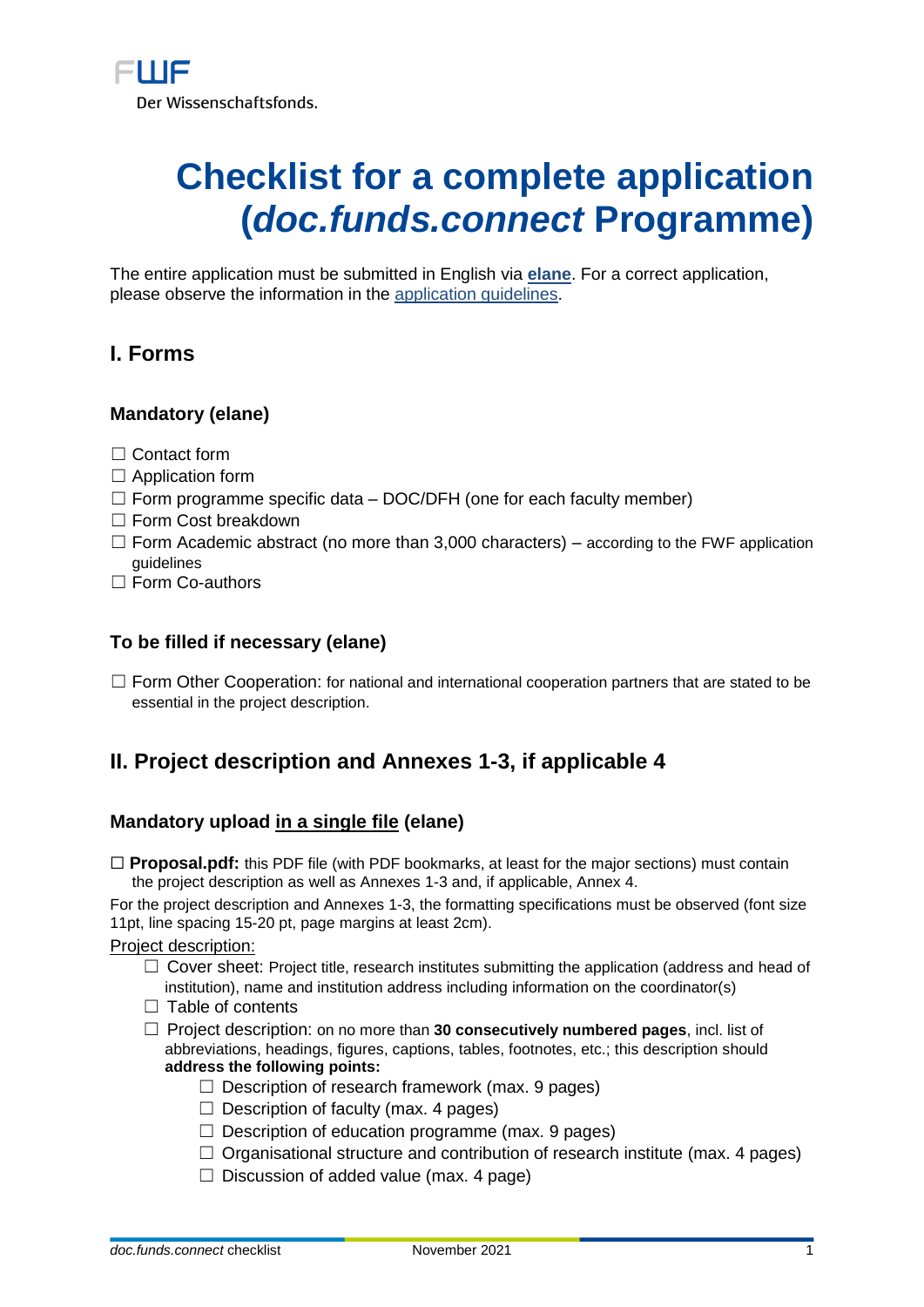FWF
Der Wissenschaftsfonds.

# Checklist for a complete application (*doc.funds.connect* Programme)

The entire application must be submitted in English via **elane**. For a correct application, please observe the information in the application guidelines.

## I. Forms

### Mandatory (elane)

☐ Contact form
☐ Application form
☐ Form programme specific data – DOC/DFH (one for each faculty member)
☐ Form Cost breakdown
☐ Form Academic abstract (no more than 3,000 characters) – according to the FWF application guidelines
☐ Form Co-authors

### To be filled if necessary (elane)

☐ Form Other Cooperation: for national and international cooperation partners that are stated to be essential in the project description.

## II. Project description and Annexes 1-3, if applicable 4

### Mandatory upload in a single file (elane)

☐ **Proposal.pdf:** this PDF file (with PDF bookmarks, at least for the major sections) must contain the project description as well as Annexes 1-3 and, if applicable, Annex 4.

For the project description and Annexes 1-3, the formatting specifications must be observed (font size 11pt, line spacing 15-20 pt, page margins at least 2cm).

Project description:

- ☐ Cover sheet: Project title, research institutes submitting the application (address and head of institution), name and institution address including information on the coordinator(s)
- ☐ Table of contents
- ☐ Project description: on no more than **30 consecutively numbered pages**, incl. list of abbreviations, headings, figures, captions, tables, footnotes, etc.; this description should **address the following points:**
  - ☐ Description of research framework (max. 9 pages)
  - ☐ Description of faculty (max. 4 pages)
  - ☐ Description of education programme (max. 9 pages)
  - ☐ Organisational structure and contribution of research institute (max. 4 pages)
  - ☐ Discussion of added value (max. 4 page)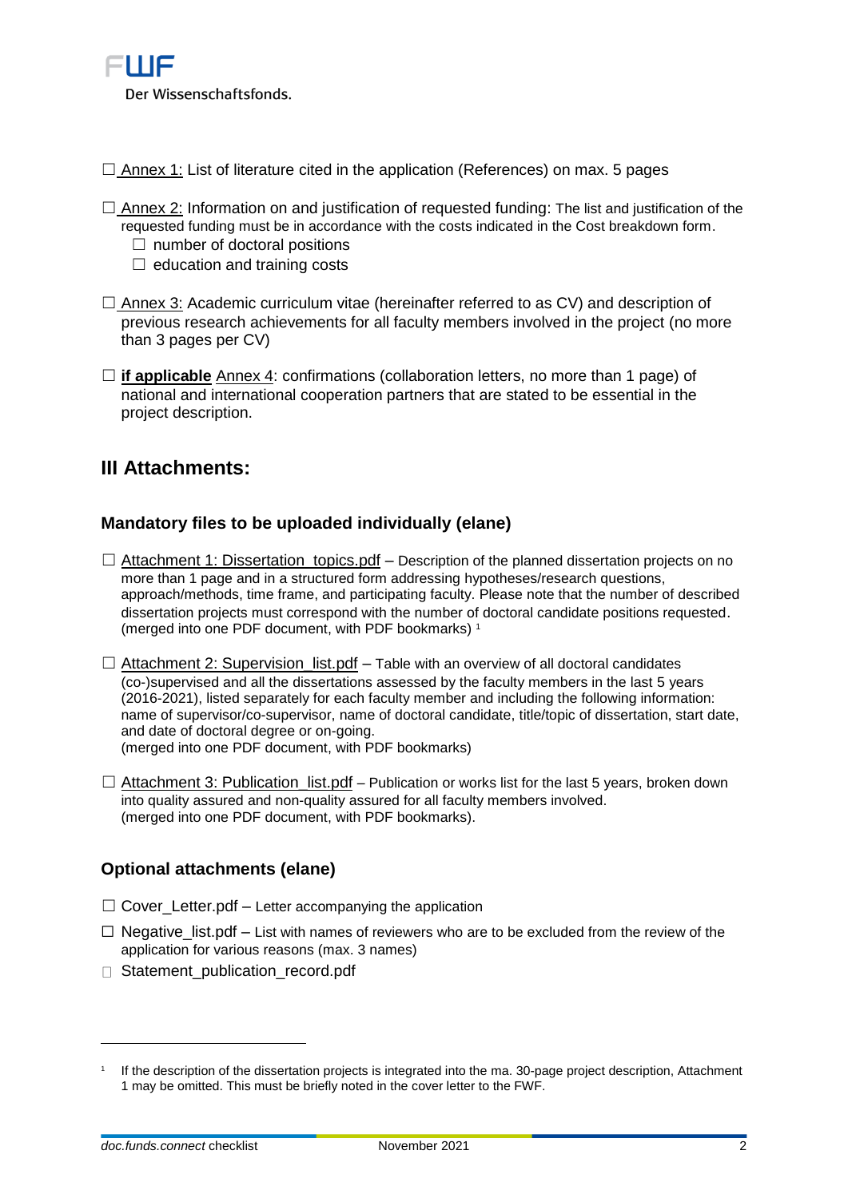☐ Annex 1: List of literature cited in the application (References) on max. 5 pages

☐ Annex 2: Information on and justification of requested funding: The list and justification of the requested funding must be in accordance with the costs indicated in the Cost breakdown form.
- ☐ number of doctoral positions
- ☐ education and training costs

☐ Annex 3: Academic curriculum vitae (hereinafter referred to as CV) and description of previous research achievements for all faculty members involved in the project (no more than 3 pages per CV)

☐ **if applicable** Annex 4: confirmations (collaboration letters, no more than 1 page) of national and international cooperation partners that are stated to be essential in the project description.

## III Attachments:

### Mandatory files to be uploaded individually (elane)

☐ Attachment 1: Dissertation_topics.pdf – Description of the planned dissertation projects on no more than 1 page and in a structured form addressing hypotheses/research questions, approach/methods, time frame, and participating faculty. Please note that the number of described dissertation projects must correspond with the number of doctoral candidate positions requested. (merged into one PDF document, with PDF bookmarks) [1]

☐ Attachment 2: Supervision_list.pdf – Table with an overview of all doctoral candidates (co-)supervised and all the dissertations assessed by the faculty members in the last 5 years (2016-2021), listed separately for each faculty member and including the following information: name of supervisor/co-supervisor, name of doctoral candidate, title/topic of dissertation, start date, and date of doctoral degree or on-going.
(merged into one PDF document, with PDF bookmarks)

☐ Attachment 3: Publication_list.pdf – Publication or works list for the last 5 years, broken down into quality assured and non-quality assured for all faculty members involved.
(merged into one PDF document, with PDF bookmarks).

### Optional attachments (elane)

☐ Cover_Letter.pdf – Letter accompanying the application

☐ Negative_list.pdf – List with names of reviewers who are to be excluded from the review of the application for various reasons (max. 3 names)

☐ Statement_publication_record.pdf

---

[1] If the description of the dissertation projects is integrated into the ma. 30-page project description, Attachment 1 may be omitted. This must be briefly noted in the cover letter to the FWF.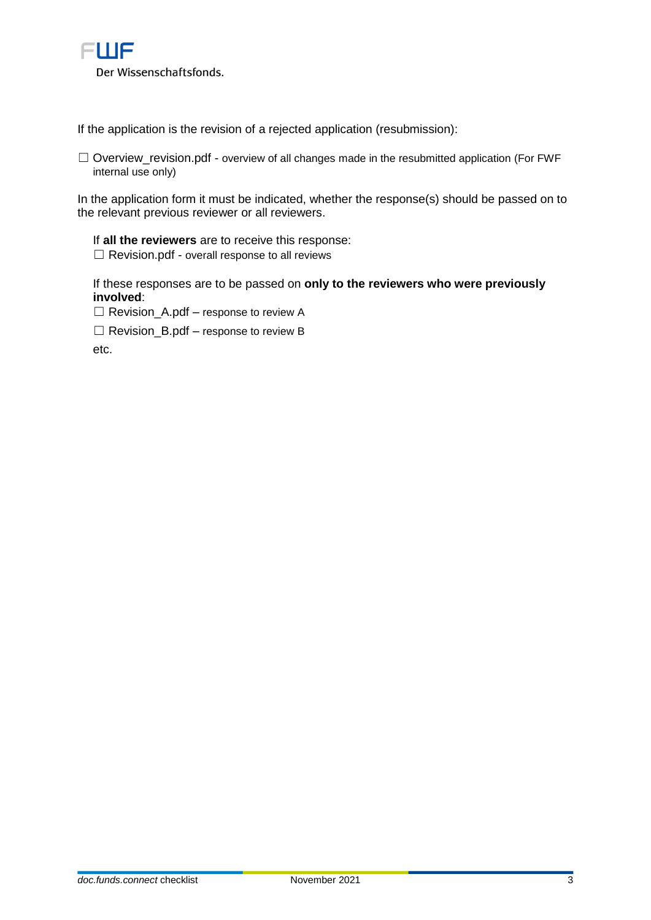If the application is the revision of a rejected application (resubmission):

☐ Overview_revision.pdf - overview of all changes made in the resubmitted application (For FWF internal use only)

In the application form it must be indicated, whether the response(s) should be passed on to the relevant previous reviewer or all reviewers.

If **all the reviewers** are to receive this response:
☐ Revision.pdf - overall response to all reviews

If these responses are to be passed on **only to the reviewers who were previously involved**:
☐ Revision_A.pdf – response to review A
☐ Revision_B.pdf – response to review B
etc.